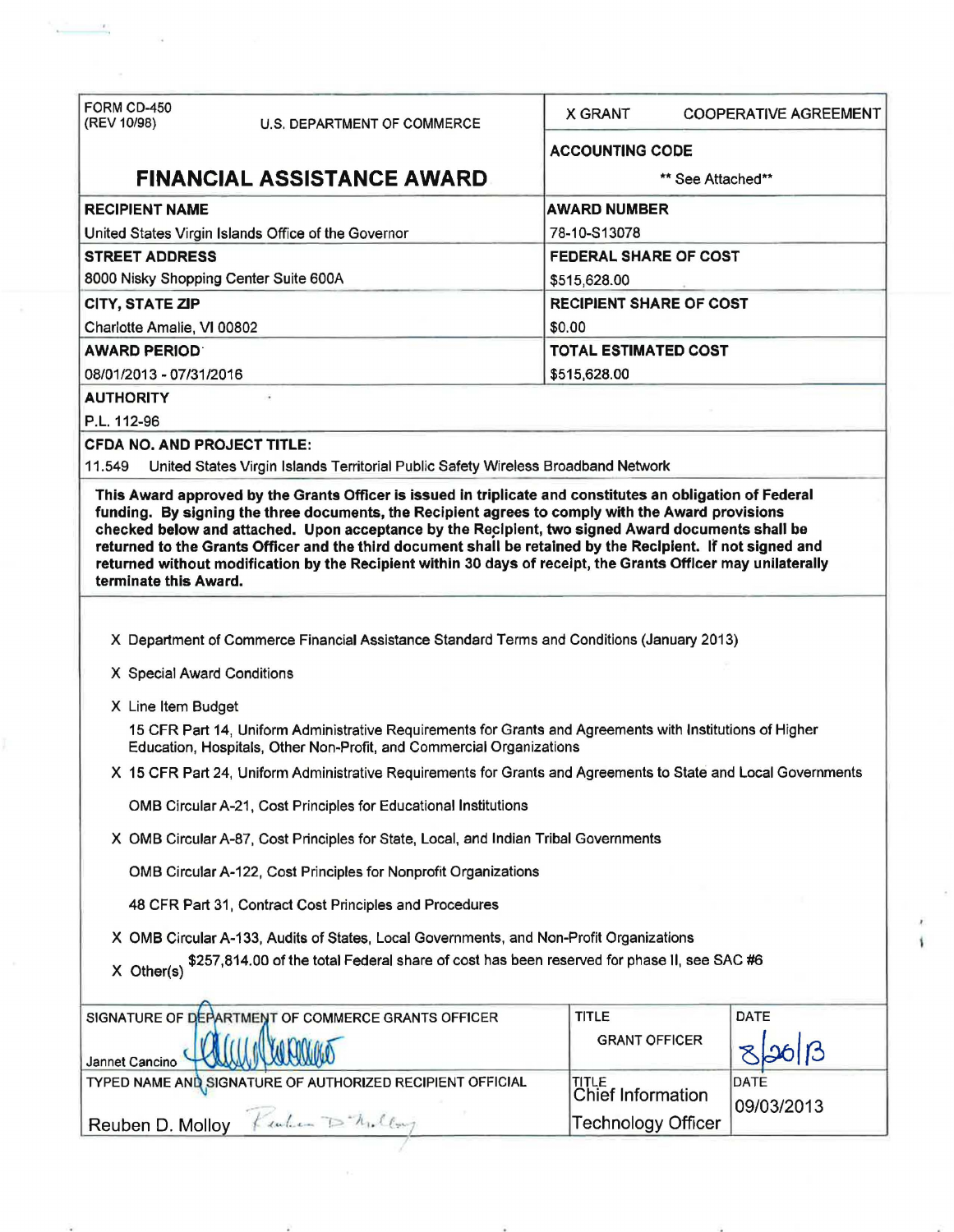| FORM CD-450 (REV 10/98) U.S. DEPARTMENT OF COMMERCE | X GRANT COOPERATIVE AGREEMENT |
|---|---|
| **FINANCIAL ASSISTANCE AWARD** | **ACCOUNTING CODE**<br>** See Attached** |
| **RECIPIENT NAME**<br>United States Virgin Islands Office of the Governor | **AWARD NUMBER**<br>78-10-S13078 |
| **STREET ADDRESS**<br>8000 Nisky Shopping Center Suite 600A | **FEDERAL SHARE OF COST**<br>$515,628.00 |
| **CITY, STATE ZIP**<br>Charlotte Amalie, VI 00802 | **RECIPIENT SHARE OF COST**<br>$0.00 |
| **AWARD PERIOD**<br>08/01/2013 - 07/31/2016 | **TOTAL ESTIMATED COST**<br>$515,628.00 |

**AUTHORITY**

P.L. 112-96

**CFDA NO. AND PROJECT TITLE:**

11.549 United States Virgin Islands Territorial Public Safety Wireless Broadband Network

**This Award approved by the Grants Officer is issued in triplicate and constitutes an obligation of Federal funding. By signing the three documents, the Recipient agrees to comply with the Award provisions checked below and attached. Upon acceptance by the Recipient, two signed Award documents shall be returned to the Grants Officer and the third document shall be retained by the Recipient. If not signed and returned without modification by the Recipient within 30 days of receipt, the Grants Officer may unilaterally terminate this Award.**

X Department of Commerce Financial Assistance Standard Terms and Conditions (January 2013)

X Special Award Conditions

X Line Item Budget

15 CFR Part 14, Uniform Administrative Requirements for Grants and Agreements with Institutions of Higher Education, Hospitals, Other Non-Profit, and Commercial Organizations

X 15 CFR Part 24, Uniform Administrative Requirements for Grants and Agreements to State and Local Governments

OMB Circular A-21, Cost Principles for Educational Institutions

X OMB Circular A-87, Cost Principles for State, Local, and Indian Tribal Governments

OMB Circular A-122, Cost Principles for Nonprofit Organizations

48 CFR Part 31, Contract Cost Principles and Procedures

X OMB Circular A-133, Audits of States, Local Governments, and Non-Profit Organizations

X Other(s) $257,814.00 of the total Federal share of cost has been reserved for phase II, see SAC #6

| SIGNATURE OF DEPARTMENT OF COMMERCE GRANTS OFFICER | TITLE | DATE |
|---|---|---|
| Jannet Cancino | GRANT OFFICER | 8/26/13 |
| **TYPED NAME AND SIGNATURE OF AUTHORIZED RECIPIENT OFFICIAL** | **TITLE** | **DATE** |
| Reuben D. Molloy | Chief Information Technology Officer | 09/03/2013 |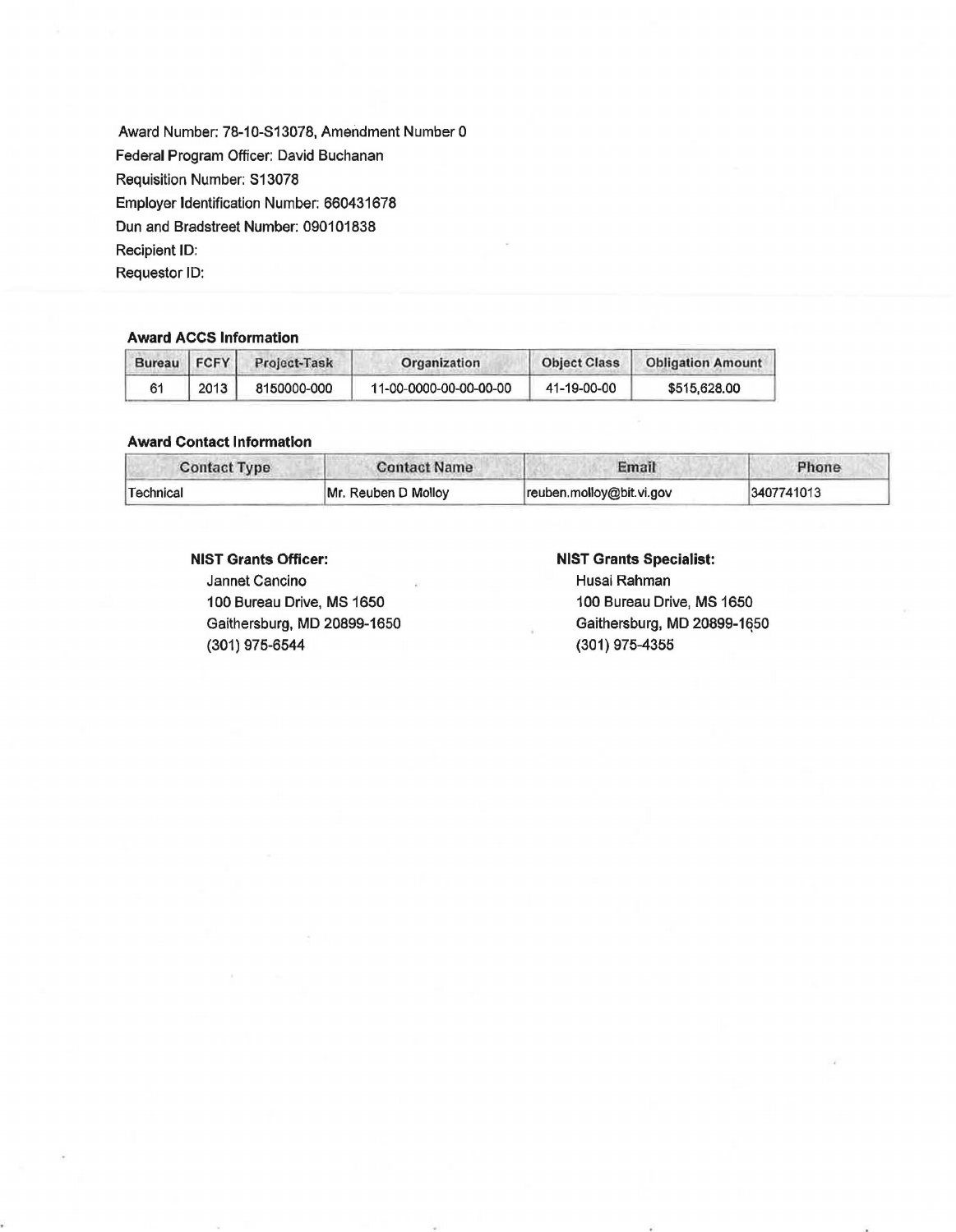Award Number: 78-10-S13078, Amendment Number 0
Federal Program Officer: David Buchanan
Requisition Number: S13078
Employer Identification Number: 660431678
Dun and Bradstreet Number: 090101838
Recipient ID:
Requestor ID:

**Award ACCS Information**

| Bureau | FCFY | Project-Task | Organization | Object Class | Obligation Amount |
|---|---|---|---|---|---|
| 61 | 2013 | 8150000-000 | 11-00-0000-00-00-00-00 | 41-19-00-00 | $515,628.00 |

**Award Contact Information**

| Contact Type | Contact Name | Email | Phone |
|---|---|---|---|
| Technical | Mr. Reuben D Molloy | reuben.molloy@bit.vi.gov | 3407741013 |

**NIST Grants Officer:**

Jannet Cancino
100 Bureau Drive, MS 1650
Gaithersburg, MD 20899-1650
(301) 975-6544

**NIST Grants Specialist:**

Husai Rahman
100 Bureau Drive, MS 1650
Gaithersburg, MD 20899-1650
(301) 975-4355